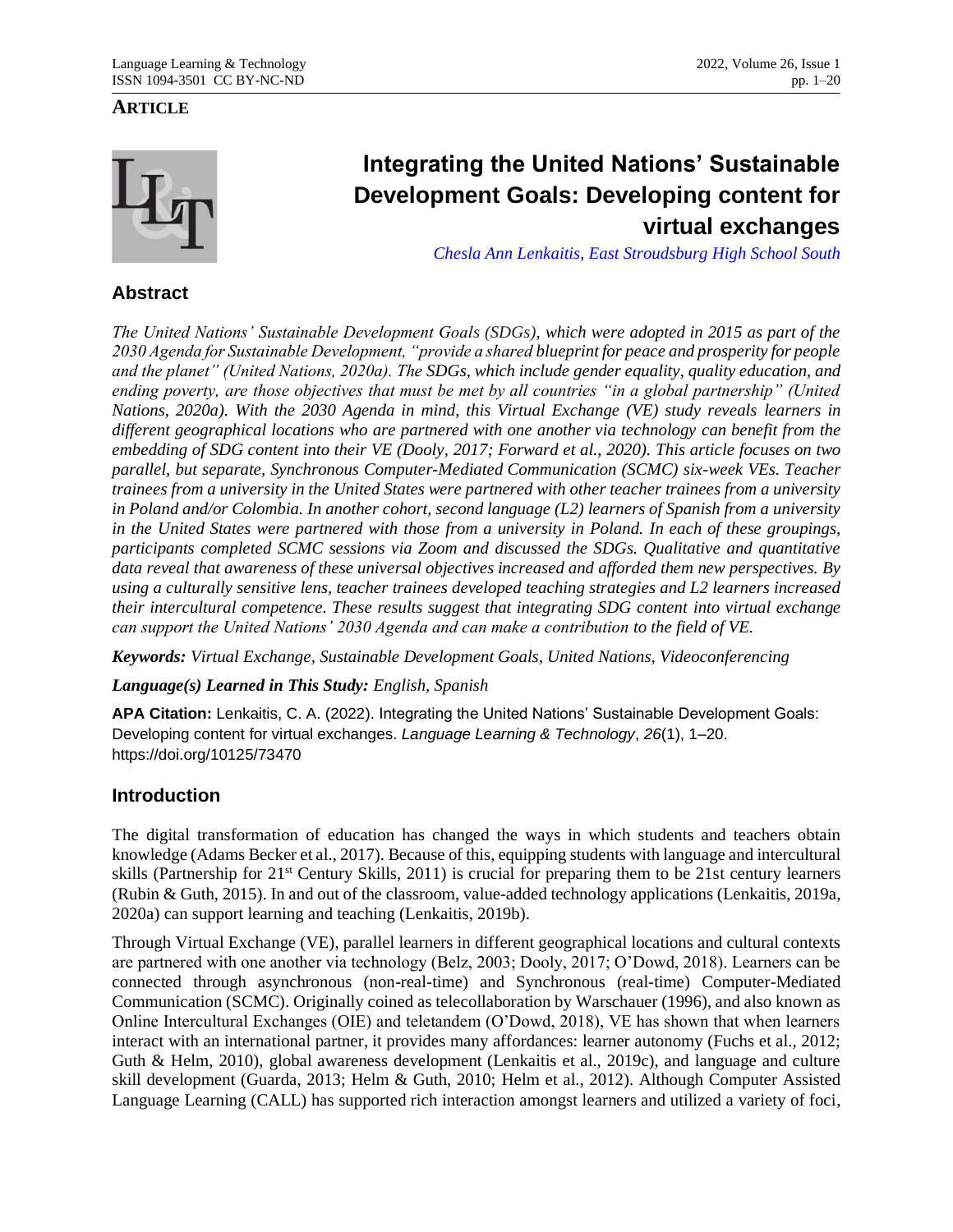**ARTICLE**

# Integrating the United Nations' Sustainable Development Goals: Developing content for virtual exchanges

*Chesla Ann Lenkaitis, East Stroudsburg High School South*

## Abstract

*The United Nations' Sustainable Development Goals (SDGs), which were adopted in 2015 as part of the 2030 Agenda for Sustainable Development, "provide a shared blueprint for peace and prosperity for people and the planet" (United Nations, 2020a). The SDGs, which include gender equality, quality education, and ending poverty, are those objectives that must be met by all countries "in a global partnership" (United Nations, 2020a). With the 2030 Agenda in mind, this Virtual Exchange (VE) study reveals learners in different geographical locations who are partnered with one another via technology can benefit from the embedding of SDG content into their VE (Dooly, 2017; Forward et al., 2020). This article focuses on two parallel, but separate, Synchronous Computer-Mediated Communication (SCMC) six-week VEs. Teacher trainees from a university in the United States were partnered with other teacher trainees from a university in Poland and/or Colombia. In another cohort, second language (L2) learners of Spanish from a university in the United States were partnered with those from a university in Poland. In each of these groupings, participants completed SCMC sessions via Zoom and discussed the SDGs. Qualitative and quantitative data reveal that awareness of these universal objectives increased and afforded them new perspectives. By using a culturally sensitive lens, teacher trainees developed teaching strategies and L2 learners increased their intercultural competence. These results suggest that integrating SDG content into virtual exchange can support the United Nations' 2030 Agenda and can make a contribution to the field of VE.*

***Keywords:*** *Virtual Exchange, Sustainable Development Goals, United Nations, Videoconferencing*

***Language(s) Learned in This Study:*** *English, Spanish*

**APA Citation:** Lenkaitis, C. A. (2022). Integrating the United Nations' Sustainable Development Goals: Developing content for virtual exchanges. *Language Learning & Technology*, *26*(1), 1–20. https://doi.org/10125/73470

## Introduction

The digital transformation of education has changed the ways in which students and teachers obtain knowledge (Adams Becker et al., 2017). Because of this, equipping students with language and intercultural skills (Partnership for 21st Century Skills, 2011) is crucial for preparing them to be 21st century learners (Rubin & Guth, 2015). In and out of the classroom, value-added technology applications (Lenkaitis, 2019a, 2020a) can support learning and teaching (Lenkaitis, 2019b).

Through Virtual Exchange (VE), parallel learners in different geographical locations and cultural contexts are partnered with one another via technology (Belz, 2003; Dooly, 2017; O'Dowd, 2018). Learners can be connected through asynchronous (non-real-time) and Synchronous (real-time) Computer-Mediated Communication (SCMC). Originally coined as telecollaboration by Warschauer (1996), and also known as Online Intercultural Exchanges (OIE) and teletandem (O'Dowd, 2018), VE has shown that when learners interact with an international partner, it provides many affordances: learner autonomy (Fuchs et al., 2012; Guth & Helm, 2010), global awareness development (Lenkaitis et al., 2019c), and language and culture skill development (Guarda, 2013; Helm & Guth, 2010; Helm et al., 2012). Although Computer Assisted Language Learning (CALL) has supported rich interaction amongst learners and utilized a variety of foci,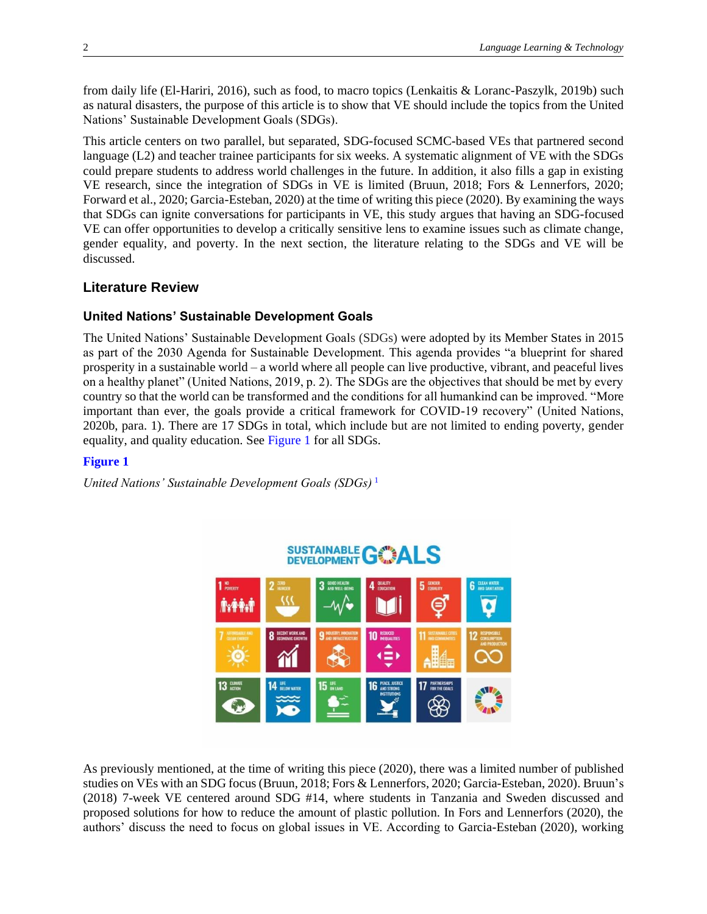from daily life (El-Hariri, 2016), such as food, to macro topics (Lenkaitis & Loranc-Paszylk, 2019b) such as natural disasters, the purpose of this article is to show that VE should include the topics from the United Nations' Sustainable Development Goals (SDGs).

This article centers on two parallel, but separated, SDG-focused SCMC-based VEs that partnered second language (L2) and teacher trainee participants for six weeks. A systematic alignment of VE with the SDGs could prepare students to address world challenges in the future. In addition, it also fills a gap in existing VE research, since the integration of SDGs in VE is limited (Bruun, 2018; Fors & Lennerfors, 2020; Forward et al., 2020; Garcia-Esteban, 2020) at the time of writing this piece (2020). By examining the ways that SDGs can ignite conversations for participants in VE, this study argues that having an SDG-focused VE can offer opportunities to develop a critically sensitive lens to examine issues such as climate change, gender equality, and poverty. In the next section, the literature relating to the SDGs and VE will be discussed.

## Literature Review

### United Nations' Sustainable Development Goals

The United Nations' Sustainable Development Goals (SDGs) were adopted by its Member States in 2015 as part of the 2030 Agenda for Sustainable Development. This agenda provides "a blueprint for shared prosperity in a sustainable world – a world where all people can live productive, vibrant, and peaceful lives on a healthy planet" (United Nations, 2019, p. 2). The SDGs are the objectives that should be met by every country so that the world can be transformed and the conditions for all humankind can be improved. "More important than ever, the goals provide a critical framework for COVID-19 recovery" (United Nations, 2020b, para. 1). There are 17 SDGs in total, which include but are not limited to ending poverty, gender equality, and quality education. See Figure 1 for all SDGs.

**Figure 1**

*United Nations' Sustainable Development Goals (SDGs)* [1]

As previously mentioned, at the time of writing this piece (2020), there was a limited number of published studies on VEs with an SDG focus (Bruun, 2018; Fors & Lennerfors, 2020; Garcia-Esteban, 2020). Bruun's (2018) 7-week VE centered around SDG #14, where students in Tanzania and Sweden discussed and proposed solutions for how to reduce the amount of plastic pollution. In Fors and Lennerfors (2020), the authors' discuss the need to focus on global issues in VE. According to Garcia-Esteban (2020), working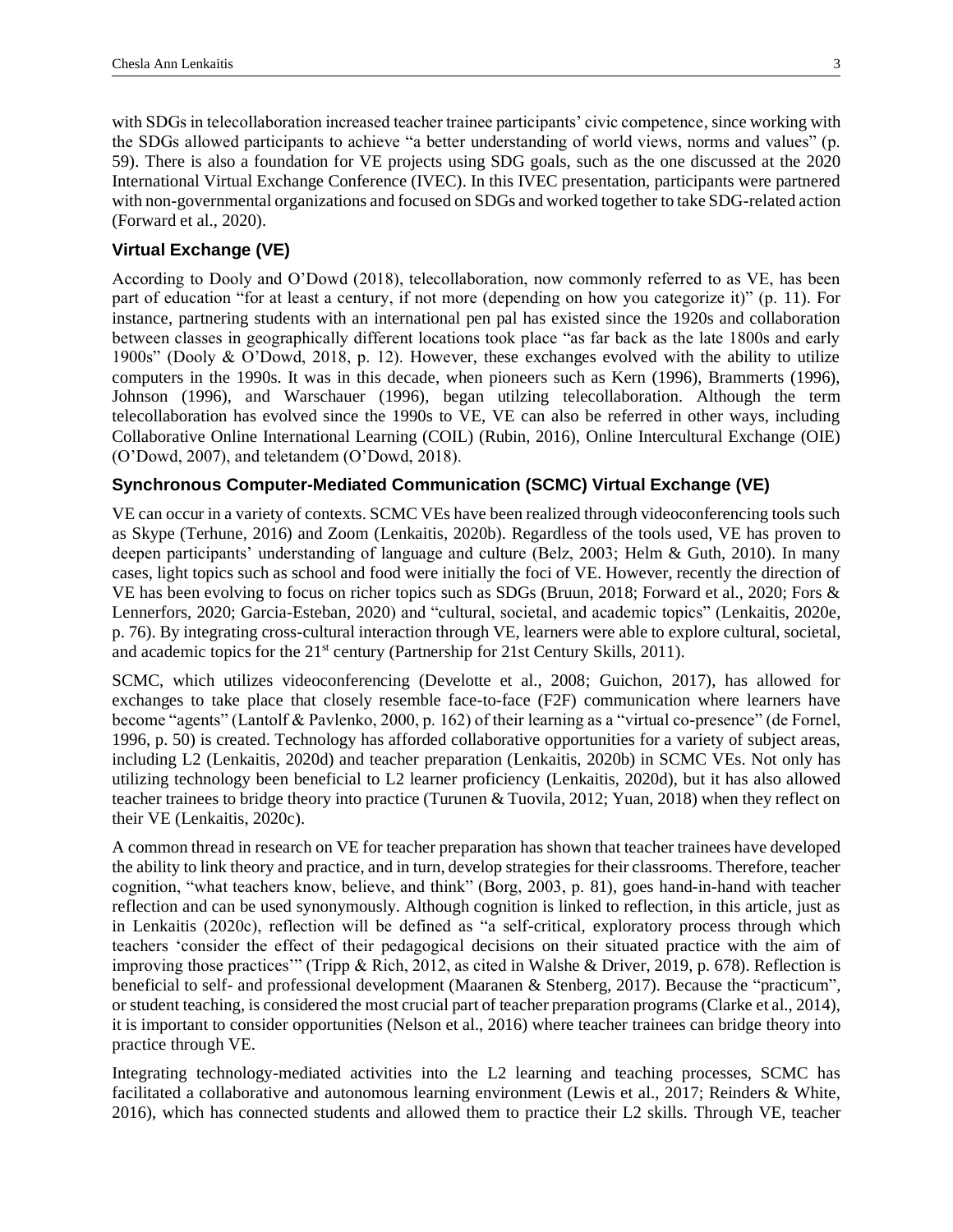with SDGs in telecollaboration increased teacher trainee participants' civic competence, since working with the SDGs allowed participants to achieve "a better understanding of world views, norms and values" (p. 59). There is also a foundation for VE projects using SDG goals, such as the one discussed at the 2020 International Virtual Exchange Conference (IVEC). In this IVEC presentation, participants were partnered with non-governmental organizations and focused on SDGs and worked together to take SDG-related action (Forward et al., 2020).

### Virtual Exchange (VE)

According to Dooly and O'Dowd (2018), telecollaboration, now commonly referred to as VE, has been part of education "for at least a century, if not more (depending on how you categorize it)" (p. 11). For instance, partnering students with an international pen pal has existed since the 1920s and collaboration between classes in geographically different locations took place "as far back as the late 1800s and early 1900s" (Dooly & O'Dowd, 2018, p. 12). However, these exchanges evolved with the ability to utilize computers in the 1990s. It was in this decade, when pioneers such as Kern (1996), Brammerts (1996), Johnson (1996), and Warschauer (1996), began utilzing telecollaboration. Although the term telecollaboration has evolved since the 1990s to VE, VE can also be referred in other ways, including Collaborative Online International Learning (COIL) (Rubin, 2016), Online Intercultural Exchange (OIE) (O'Dowd, 2007), and teletandem (O'Dowd, 2018).

### Synchronous Computer-Mediated Communication (SCMC) Virtual Exchange (VE)

VE can occur in a variety of contexts. SCMC VEs have been realized through videoconferencing tools such as Skype (Terhune, 2016) and Zoom (Lenkaitis, 2020b). Regardless of the tools used, VE has proven to deepen participants' understanding of language and culture (Belz, 2003; Helm & Guth, 2010). In many cases, light topics such as school and food were initially the foci of VE. However, recently the direction of VE has been evolving to focus on richer topics such as SDGs (Bruun, 2018; Forward et al., 2020; Fors & Lennerfors, 2020; Garcia-Esteban, 2020) and "cultural, societal, and academic topics" (Lenkaitis, 2020e, p. 76). By integrating cross-cultural interaction through VE, learners were able to explore cultural, societal, and academic topics for the 21st century (Partnership for 21st Century Skills, 2011).

SCMC, which utilizes videoconferencing (Develotte et al., 2008; Guichon, 2017), has allowed for exchanges to take place that closely resemble face-to-face (F2F) communication where learners have become "agents" (Lantolf & Pavlenko, 2000, p. 162) of their learning as a "virtual co-presence" (de Fornel, 1996, p. 50) is created. Technology has afforded collaborative opportunities for a variety of subject areas, including L2 (Lenkaitis, 2020d) and teacher preparation (Lenkaitis, 2020b) in SCMC VEs. Not only has utilizing technology been beneficial to L2 learner proficiency (Lenkaitis, 2020d), but it has also allowed teacher trainees to bridge theory into practice (Turunen & Tuovila, 2012; Yuan, 2018) when they reflect on their VE (Lenkaitis, 2020c).

A common thread in research on VE for teacher preparation has shown that teacher trainees have developed the ability to link theory and practice, and in turn, develop strategies for their classrooms. Therefore, teacher cognition, "what teachers know, believe, and think" (Borg, 2003, p. 81), goes hand-in-hand with teacher reflection and can be used synonymously. Although cognition is linked to reflection, in this article, just as in Lenkaitis (2020c), reflection will be defined as "a self-critical, exploratory process through which teachers 'consider the effect of their pedagogical decisions on their situated practice with the aim of improving those practices'" (Tripp & Rich, 2012, as cited in Walshe & Driver, 2019, p. 678). Reflection is beneficial to self- and professional development (Maaranen & Stenberg, 2017). Because the "practicum", or student teaching, is considered the most crucial part of teacher preparation programs (Clarke et al., 2014), it is important to consider opportunities (Nelson et al., 2016) where teacher trainees can bridge theory into practice through VE.

Integrating technology-mediated activities into the L2 learning and teaching processes, SCMC has facilitated a collaborative and autonomous learning environment (Lewis et al., 2017; Reinders & White, 2016), which has connected students and allowed them to practice their L2 skills. Through VE, teacher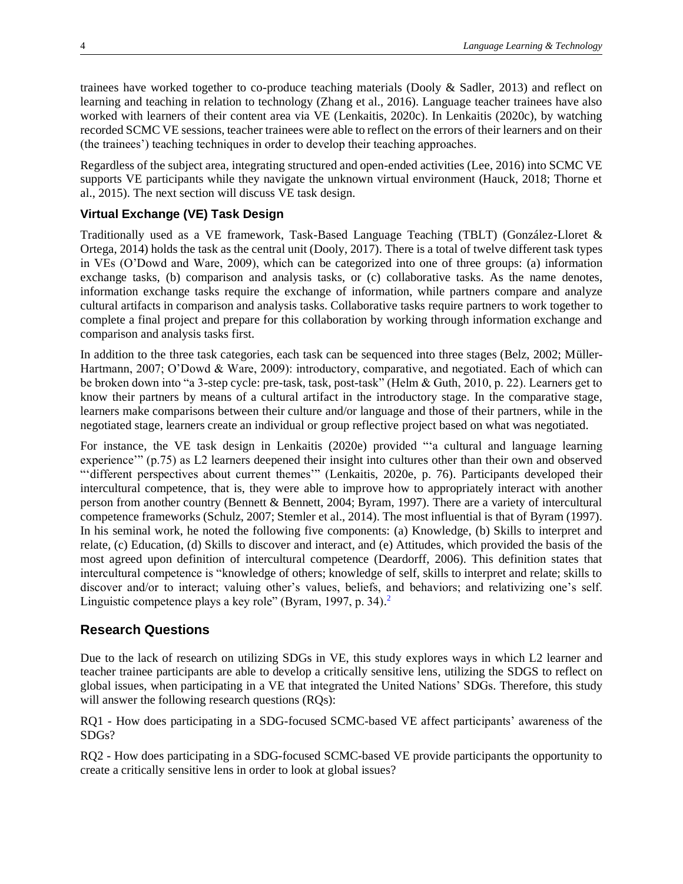trainees have worked together to co-produce teaching materials (Dooly & Sadler, 2013) and reflect on learning and teaching in relation to technology (Zhang et al., 2016). Language teacher trainees have also worked with learners of their content area via VE (Lenkaitis, 2020c). In Lenkaitis (2020c), by watching recorded SCMC VE sessions, teacher trainees were able to reflect on the errors of their learners and on their (the trainees') teaching techniques in order to develop their teaching approaches.

Regardless of the subject area, integrating structured and open-ended activities (Lee, 2016) into SCMC VE supports VE participants while they navigate the unknown virtual environment (Hauck, 2018; Thorne et al., 2015). The next section will discuss VE task design.

### Virtual Exchange (VE) Task Design

Traditionally used as a VE framework, Task-Based Language Teaching (TBLT) (González-Lloret & Ortega, 2014) holds the task as the central unit (Dooly, 2017). There is a total of twelve different task types in VEs (O'Dowd and Ware, 2009), which can be categorized into one of three groups: (a) information exchange tasks, (b) comparison and analysis tasks, or (c) collaborative tasks. As the name denotes, information exchange tasks require the exchange of information, while partners compare and analyze cultural artifacts in comparison and analysis tasks. Collaborative tasks require partners to work together to complete a final project and prepare for this collaboration by working through information exchange and comparison and analysis tasks first.

In addition to the three task categories, each task can be sequenced into three stages (Belz, 2002; Müller-Hartmann, 2007; O'Dowd & Ware, 2009): introductory, comparative, and negotiated. Each of which can be broken down into "a 3-step cycle: pre-task, task, post-task" (Helm & Guth, 2010, p. 22). Learners get to know their partners by means of a cultural artifact in the introductory stage. In the comparative stage, learners make comparisons between their culture and/or language and those of their partners, while in the negotiated stage, learners create an individual or group reflective project based on what was negotiated.

For instance, the VE task design in Lenkaitis (2020e) provided "'a cultural and language learning experience'" (p.75) as L2 learners deepened their insight into cultures other than their own and observed "'different perspectives about current themes'" (Lenkaitis, 2020e, p. 76). Participants developed their intercultural competence, that is, they were able to improve how to appropriately interact with another person from another country (Bennett & Bennett, 2004; Byram, 1997). There are a variety of intercultural competence frameworks (Schulz, 2007; Stemler et al., 2014). The most influential is that of Byram (1997). In his seminal work, he noted the following five components: (a) Knowledge, (b) Skills to interpret and relate, (c) Education, (d) Skills to discover and interact, and (e) Attitudes, which provided the basis of the most agreed upon definition of intercultural competence (Deardorff, 2006). This definition states that intercultural competence is "knowledge of others; knowledge of self, skills to interpret and relate; skills to discover and/or to interact; valuing other's values, beliefs, and behaviors; and relativizing one's self. Linguistic competence plays a key role" (Byram, 1997, p. 34).[2]

## Research Questions

Due to the lack of research on utilizing SDGs in VE, this study explores ways in which L2 learner and teacher trainee participants are able to develop a critically sensitive lens, utilizing the SDGS to reflect on global issues, when participating in a VE that integrated the United Nations' SDGs. Therefore, this study will answer the following research questions (RQs):

RQ1 - How does participating in a SDG-focused SCMC-based VE affect participants' awareness of the SDGs?

RQ2 - How does participating in a SDG-focused SCMC-based VE provide participants the opportunity to create a critically sensitive lens in order to look at global issues?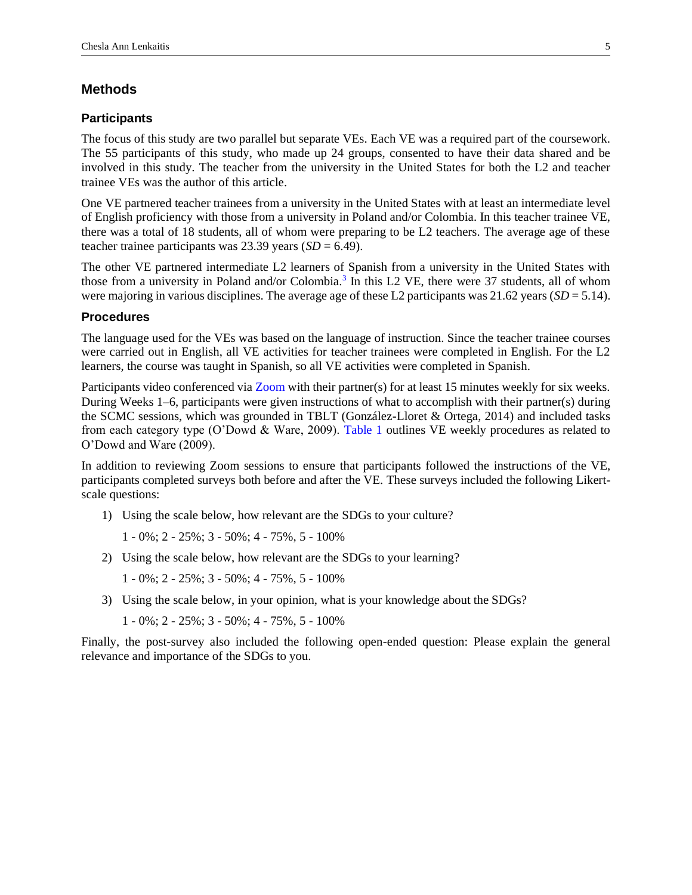## Methods

### Participants

The focus of this study are two parallel but separate VEs. Each VE was a required part of the coursework. The 55 participants of this study, who made up 24 groups, consented to have their data shared and be involved in this study. The teacher from the university in the United States for both the L2 and teacher trainee VEs was the author of this article.

One VE partnered teacher trainees from a university in the United States with at least an intermediate level of English proficiency with those from a university in Poland and/or Colombia. In this teacher trainee VE, there was a total of 18 students, all of whom were preparing to be L2 teachers. The average age of these teacher trainee participants was 23.39 years (*SD* = 6.49).

The other VE partnered intermediate L2 learners of Spanish from a university in the United States with those from a university in Poland and/or Colombia.[3] In this L2 VE, there were 37 students, all of whom were majoring in various disciplines. The average age of these L2 participants was 21.62 years (*SD* = 5.14).

### Procedures

The language used for the VEs was based on the language of instruction. Since the teacher trainee courses were carried out in English, all VE activities for teacher trainees were completed in English. For the L2 learners, the course was taught in Spanish, so all VE activities were completed in Spanish.

Participants video conferenced via Zoom with their partner(s) for at least 15 minutes weekly for six weeks. During Weeks 1–6, participants were given instructions of what to accomplish with their partner(s) during the SCMC sessions, which was grounded in TBLT (González-Lloret & Ortega, 2014) and included tasks from each category type (O'Dowd & Ware, 2009). Table 1 outlines VE weekly procedures as related to O'Dowd and Ware (2009).

In addition to reviewing Zoom sessions to ensure that participants followed the instructions of the VE, participants completed surveys both before and after the VE. These surveys included the following Likert-scale questions:

1) Using the scale below, how relevant are the SDGs to your culture?

   1 - 0%; 2 - 25%; 3 - 50%; 4 - 75%, 5 - 100%

2) Using the scale below, how relevant are the SDGs to your learning?

   1 - 0%; 2 - 25%; 3 - 50%; 4 - 75%, 5 - 100%

3) Using the scale below, in your opinion, what is your knowledge about the SDGs?

   1 - 0%; 2 - 25%; 3 - 50%; 4 - 75%, 5 - 100%

Finally, the post-survey also included the following open-ended question: Please explain the general relevance and importance of the SDGs to you.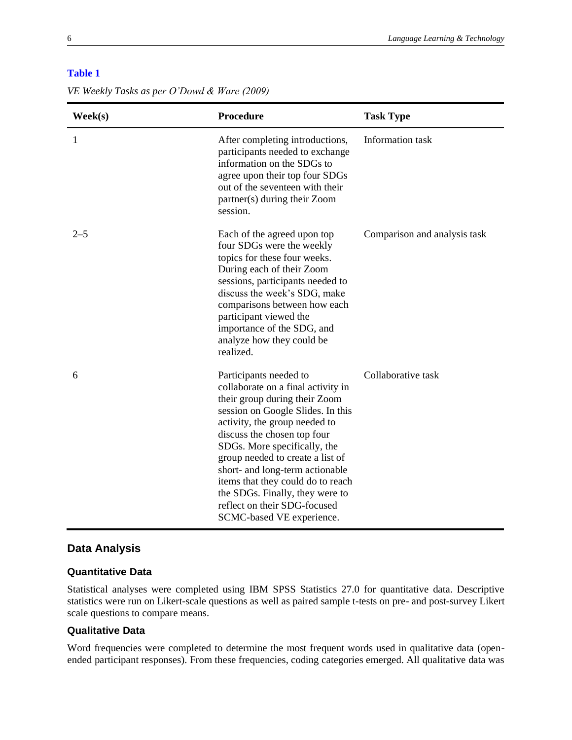**Table 1**

*VE Weekly Tasks as per O'Dowd & Ware (2009)*

| Week(s) | Procedure | Task Type |
|---|---|---|
| 1 | After completing introductions, participants needed to exchange information on the SDGs to agree upon their top four SDGs out of the seventeen with their partner(s) during their Zoom session. | Information task |
| 2–5 | Each of the agreed upon top four SDGs were the weekly topics for these four weeks. During each of their Zoom sessions, participants needed to discuss the week's SDG, make comparisons between how each participant viewed the importance of the SDG, and analyze how they could be realized. | Comparison and analysis task |
| 6 | Participants needed to collaborate on a final activity in their group during their Zoom session on Google Slides. In this activity, the group needed to discuss the chosen top four SDGs. More specifically, the group needed to create a list of short- and long-term actionable items that they could do to reach the SDGs. Finally, they were to reflect on their SDG-focused SCMC-based VE experience. | Collaborative task |

## Data Analysis

### Quantitative Data

Statistical analyses were completed using IBM SPSS Statistics 27.0 for quantitative data. Descriptive statistics were run on Likert-scale questions as well as paired sample t-tests on pre- and post-survey Likert scale questions to compare means.

### Qualitative Data

Word frequencies were completed to determine the most frequent words used in qualitative data (open-ended participant responses). From these frequencies, coding categories emerged. All qualitative data was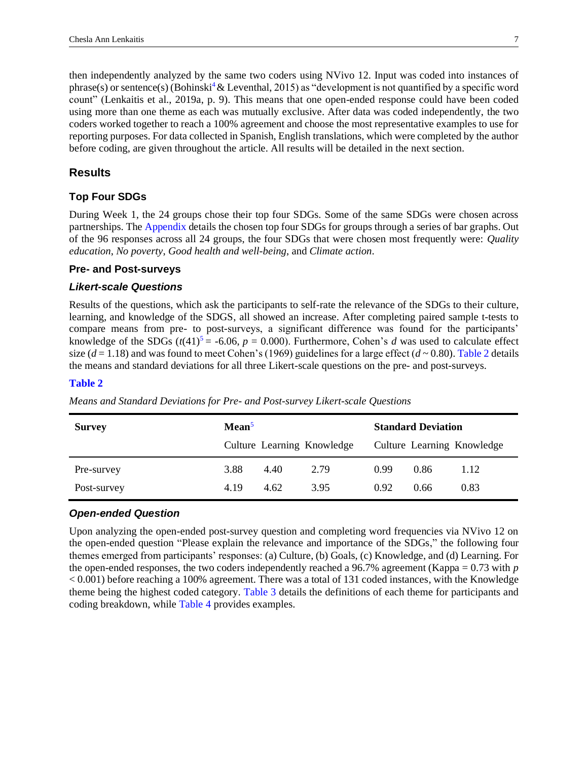then independently analyzed by the same two coders using NVivo 12. Input was coded into instances of phrase(s) or sentence(s) (Bohinski[4] & Leventhal, 2015) as "development is not quantified by a specific word count" (Lenkaitis et al., 2019a, p. 9). This means that one open-ended response could have been coded using more than one theme as each was mutually exclusive. After data was coded independently, the two coders worked together to reach a 100% agreement and choose the most representative examples to use for reporting purposes. For data collected in Spanish, English translations, which were completed by the author before coding, are given throughout the article. All results will be detailed in the next section.

## Results

### Top Four SDGs

During Week 1, the 24 groups chose their top four SDGs. Some of the same SDGs were chosen across partnerships. The Appendix details the chosen top four SDGs for groups through a series of bar graphs. Out of the 96 responses across all 24 groups, the four SDGs that were chosen most frequently were: *Quality education*, *No poverty*, *Good health and well-being*, and *Climate action*.

### Pre- and Post-surveys

#### *Likert-scale Questions*

Results of the questions, which ask the participants to self-rate the relevance of the SDGs to their culture, learning, and knowledge of the SDGS, all showed an increase. After completing paired sample t-tests to compare means from pre- to post-surveys, a significant difference was found for the participants' knowledge of the SDGs ($t(41)$[5] = -6.06, $p$ = 0.000). Furthermore, Cohen's $d$ was used to calculate effect size ($d$ = 1.18) and was found to meet Cohen's (1969) guidelines for a large effect ($d \sim 0.80$). Table 2 details the means and standard deviations for all three Likert-scale questions on the pre- and post-surveys.

**Table 2**

*Means and Standard Deviations for Pre- and Post-survey Likert-scale Questions*

| Survey | Mean[5] | | | Standard Deviation | | |
|---|---|---|---|---|---|---|
| | Culture | Learning | Knowledge | Culture | Learning | Knowledge |
| Pre-survey | 3.88 | 4.40 | 2.79 | 0.99 | 0.86 | 1.12 |
| Post-survey | 4.19 | 4.62 | 3.95 | 0.92 | 0.66 | 0.83 |

#### *Open-ended Question*

Upon analyzing the open-ended post-survey question and completing word frequencies via NVivo 12 on the open-ended question "Please explain the relevance and importance of the SDGs," the following four themes emerged from participants' responses: (a) Culture, (b) Goals, (c) Knowledge, and (d) Learning. For the open-ended responses, the two coders independently reached a 96.7% agreement (Kappa = 0.73 with $p < 0.001$) before reaching a 100% agreement. There was a total of 131 coded instances, with the Knowledge theme being the highest coded category. Table 3 details the definitions of each theme for participants and coding breakdown, while Table 4 provides examples.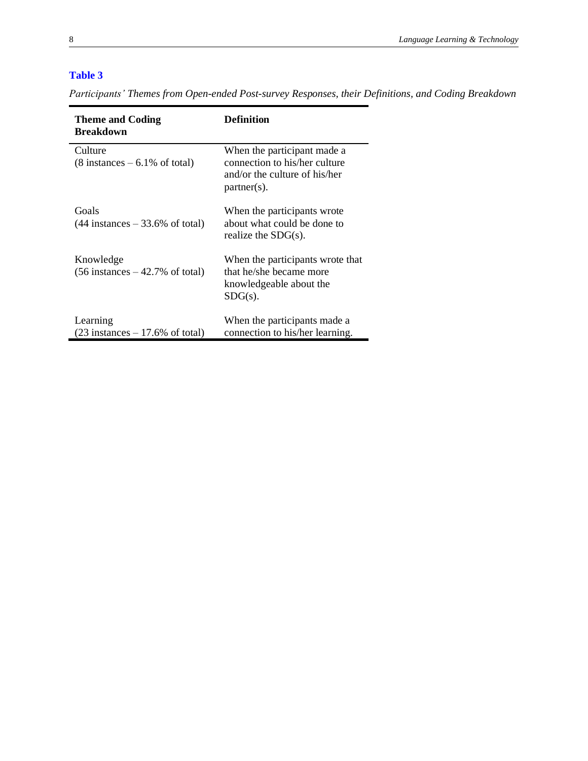**Table 3**

*Participants' Themes from Open-ended Post-survey Responses, their Definitions, and Coding Breakdown*

| Theme and Coding Breakdown | Definition |
|---|---|
| Culture (8 instances – 6.1% of total) | When the participant made a connection to his/her culture and/or the culture of his/her partner(s). |
| Goals (44 instances – 33.6% of total) | When the participants wrote about what could be done to realize the SDG(s). |
| Knowledge (56 instances – 42.7% of total) | When the participants wrote that that he/she became more knowledgeable about the SDG(s). |
| Learning (23 instances – 17.6% of total) | When the participants made a connection to his/her learning. |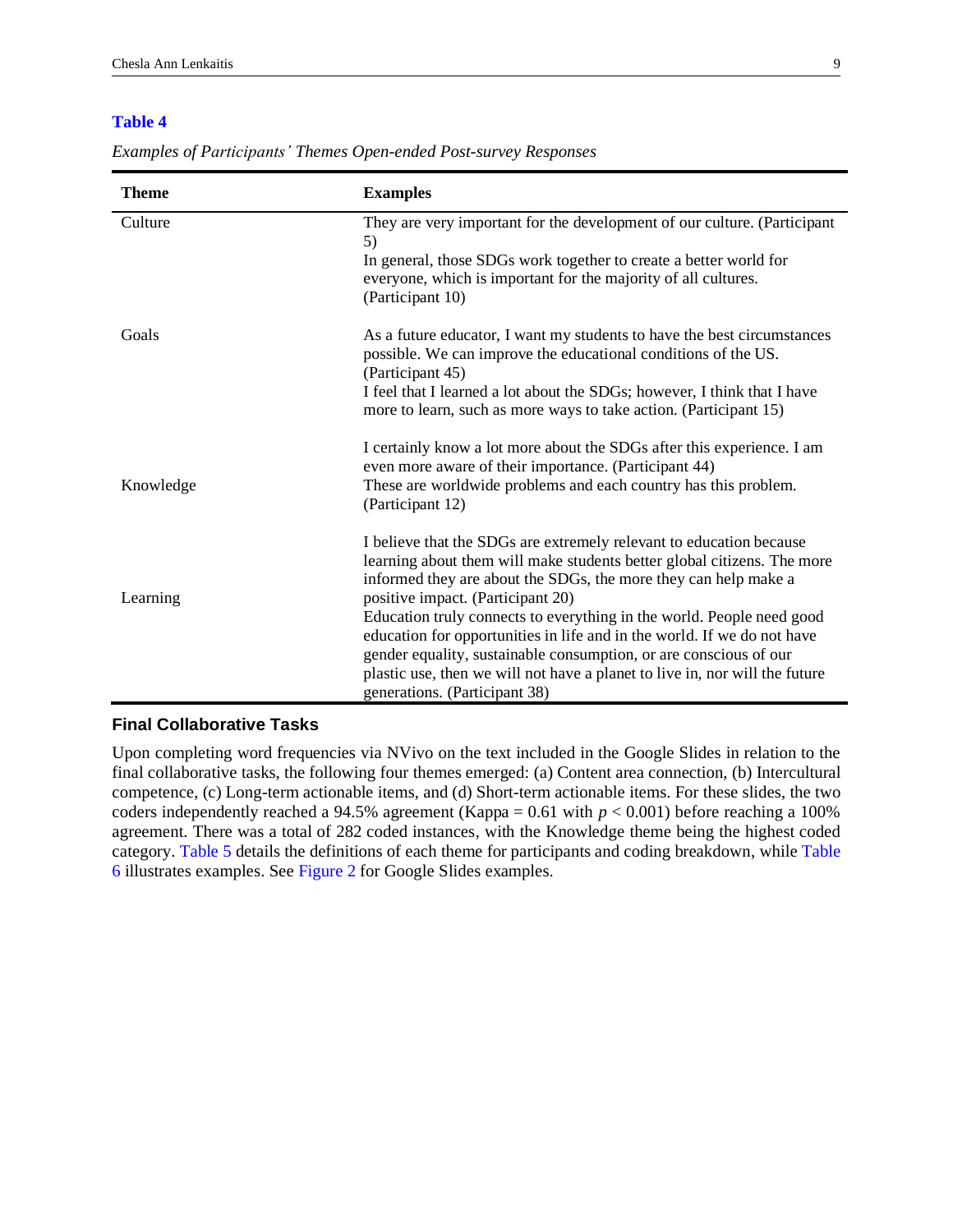**Table 4**

*Examples of Participants' Themes Open-ended Post-survey Responses*

| Theme | Examples |
|---|---|
| Culture | They are very important for the development of our culture. (Participant 5)<br>In general, those SDGs work together to create a better world for everyone, which is important for the majority of all cultures. (Participant 10) |
| Goals | As a future educator, I want my students to have the best circumstances possible. We can improve the educational conditions of the US. (Participant 45)<br>I feel that I learned a lot about the SDGs; however, I think that I have more to learn, such as more ways to take action. (Participant 15) |
| Knowledge | I certainly know a lot more about the SDGs after this experience. I am even more aware of their importance. (Participant 44)<br>These are worldwide problems and each country has this problem. (Participant 12) |
| Learning | I believe that the SDGs are extremely relevant to education because learning about them will make students better global citizens. The more informed they are about the SDGs, the more they can help make a positive impact. (Participant 20)<br>Education truly connects to everything in the world. People need good education for opportunities in life and in the world. If we do not have gender equality, sustainable consumption, or are conscious of our plastic use, then we will not have a planet to live in, nor will the future generations. (Participant 38) |

### Final Collaborative Tasks

Upon completing word frequencies via NVivo on the text included in the Google Slides in relation to the final collaborative tasks, the following four themes emerged: (a) Content area connection, (b) Intercultural competence, (c) Long-term actionable items, and (d) Short-term actionable items. For these slides, the two coders independently reached a 94.5% agreement (Kappa = 0.61 with $p < 0.001$) before reaching a 100% agreement. There was a total of 282 coded instances, with the Knowledge theme being the highest coded category. Table 5 details the definitions of each theme for participants and coding breakdown, while Table 6 illustrates examples. See Figure 2 for Google Slides examples.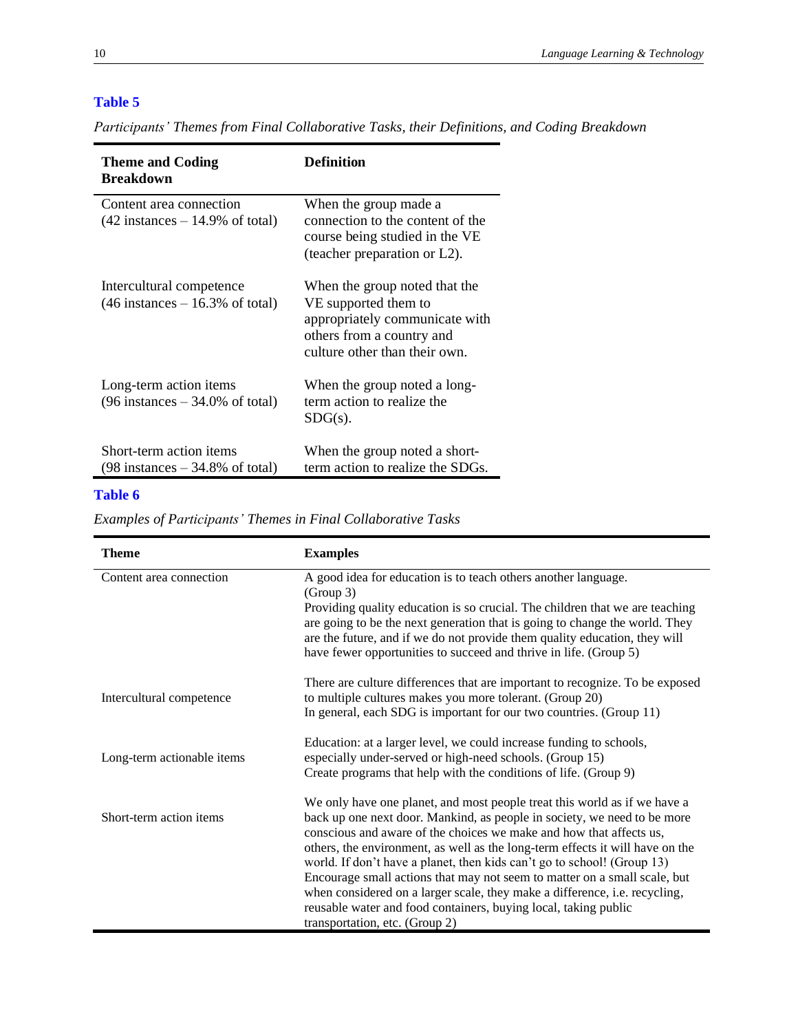**Table 5**

*Participants' Themes from Final Collaborative Tasks, their Definitions, and Coding Breakdown*

| Theme and Coding Breakdown | Definition |
|---|---|
| Content area connection (42 instances – 14.9% of total) | When the group made a connection to the content of the course being studied in the VE (teacher preparation or L2). |
| Intercultural competence (46 instances – 16.3% of total) | When the group noted that the VE supported them to appropriately communicate with others from a country and culture other than their own. |
| Long-term action items (96 instances – 34.0% of total) | When the group noted a long-term action to realize the SDG(s). |
| Short-term action items (98 instances – 34.8% of total) | When the group noted a short-term action to realize the SDGs. |

**Table 6**

*Examples of Participants' Themes in Final Collaborative Tasks*

| Theme | Examples |
|---|---|
| Content area connection | A good idea for education is to teach others another language. (Group 3)<br>Providing quality education is so crucial. The children that we are teaching are going to be the next generation that is going to change the world. They are the future, and if we do not provide them quality education, they will have fewer opportunities to succeed and thrive in life. (Group 5) |
| Intercultural competence | There are culture differences that are important to recognize. To be exposed to multiple cultures makes you more tolerant. (Group 20)<br>In general, each SDG is important for our two countries. (Group 11) |
| Long-term actionable items | Education: at a larger level, we could increase funding to schools, especially under-served or high-need schools. (Group 15)<br>Create programs that help with the conditions of life. (Group 9) |
| Short-term action items | We only have one planet, and most people treat this world as if we have a back up one next door. Mankind, as people in society, we need to be more conscious and aware of the choices we make and how that affects us, others, the environment, as well as the long-term effects it will have on the world. If don't have a planet, then kids can't go to school! (Group 13)<br>Encourage small actions that may not seem to matter on a small scale, but when considered on a larger scale, they make a difference, i.e. recycling, reusable water and food containers, buying local, taking public transportation, etc. (Group 2) |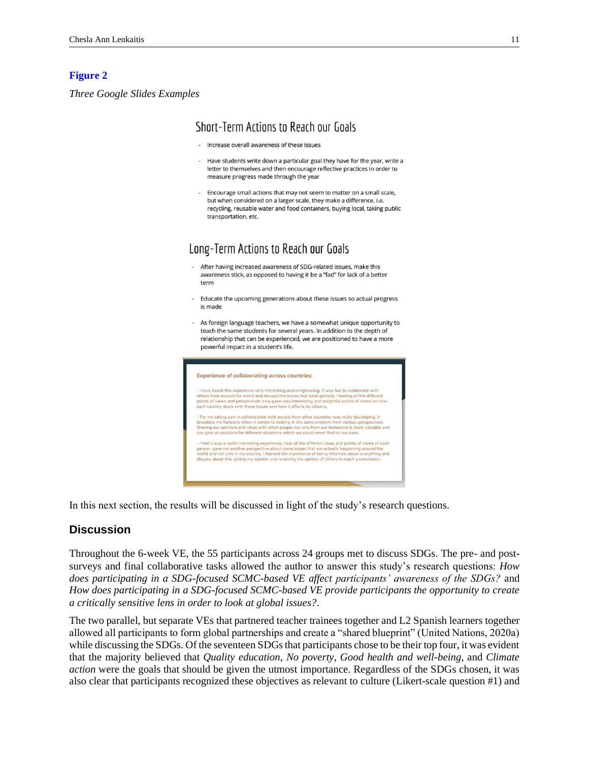**Figure 2**

*Three Google Slides Examples*

## Short-Term Actions to Reach our Goals

- Increase overall awareness of these issues
- Have students write down a particular goal they have for the year, write a letter to themselves and then encourage reflective practices in order to measure progress made through the year
- Encourage small actions that may not seem to matter on a small scale, but when considered on a larger scale, they make a difference, i.e. recycling, reusable water and food containers, buying local, taking public transportation, etc.

## Long-Term Actions to Reach our Goals

- After having increased awareness of SDG-related issues, make this awareness stick, as opposed to having it be a "fad" for lack of a better term
- Educate the upcoming generations about these issues so actual progress is made
- As foreign language teachers, we have a somewhat unique opportunity to teach the same students for several years. In addition to the depth of relationship that can be experienced, we are positioned to have a more powerful impact in a student's life.

**Experience of collaborating across countries:**

- I truly found this experience very interesting and enlightening. It was fun to collaborate with others from around the world and discuss the issues that exist globally. Hearing all the different points of views and perspectives truly gave very interesting and insightful points of views on how each country deals with these issues and how it affects its citizens.

- For me taking part in collaboration with people from other countries was really developing. It broadens my horizons when it comes to looking at the same problem from various perspectives. Sharing our opinions and ideas with other people not only from our homeland is really valuable and can give us solutions for different situations which we could never find on our own.

- I feel it was a really interesting experience, hear all the different ideas and points of views of each person, gave me another perspective about some issues that are actually happening around the world and not only in my country. I learned the importance of being informed about everything and discuss about this, giving my opinion and receiving the opinion of others to reach a conclusion.

In this next section, the results will be discussed in light of the study's research questions.

## Discussion

Throughout the 6-week VE, the 55 participants across 24 groups met to discuss SDGs. The pre- and post-surveys and final collaborative tasks allowed the author to answer this study's research questions: *How does participating in a SDG-focused SCMC-based VE affect participants' awareness of the SDGs?* and *How does participating in a SDG-focused SCMC-based VE provide participants the opportunity to create a critically sensitive lens in order to look at global issues?*.

The two parallel, but separate VEs that partnered teacher trainees together and L2 Spanish learners together allowed all participants to form global partnerships and create a "shared blueprint" (United Nations, 2020a) while discussing the SDGs. Of the seventeen SDGs that participants chose to be their top four, it was evident that the majority believed that *Quality education*, *No poverty*, *Good health and well-being*, and *Climate action* were the goals that should be given the utmost importance. Regardless of the SDGs chosen, it was also clear that participants recognized these objectives as relevant to culture (Likert-scale question #1) and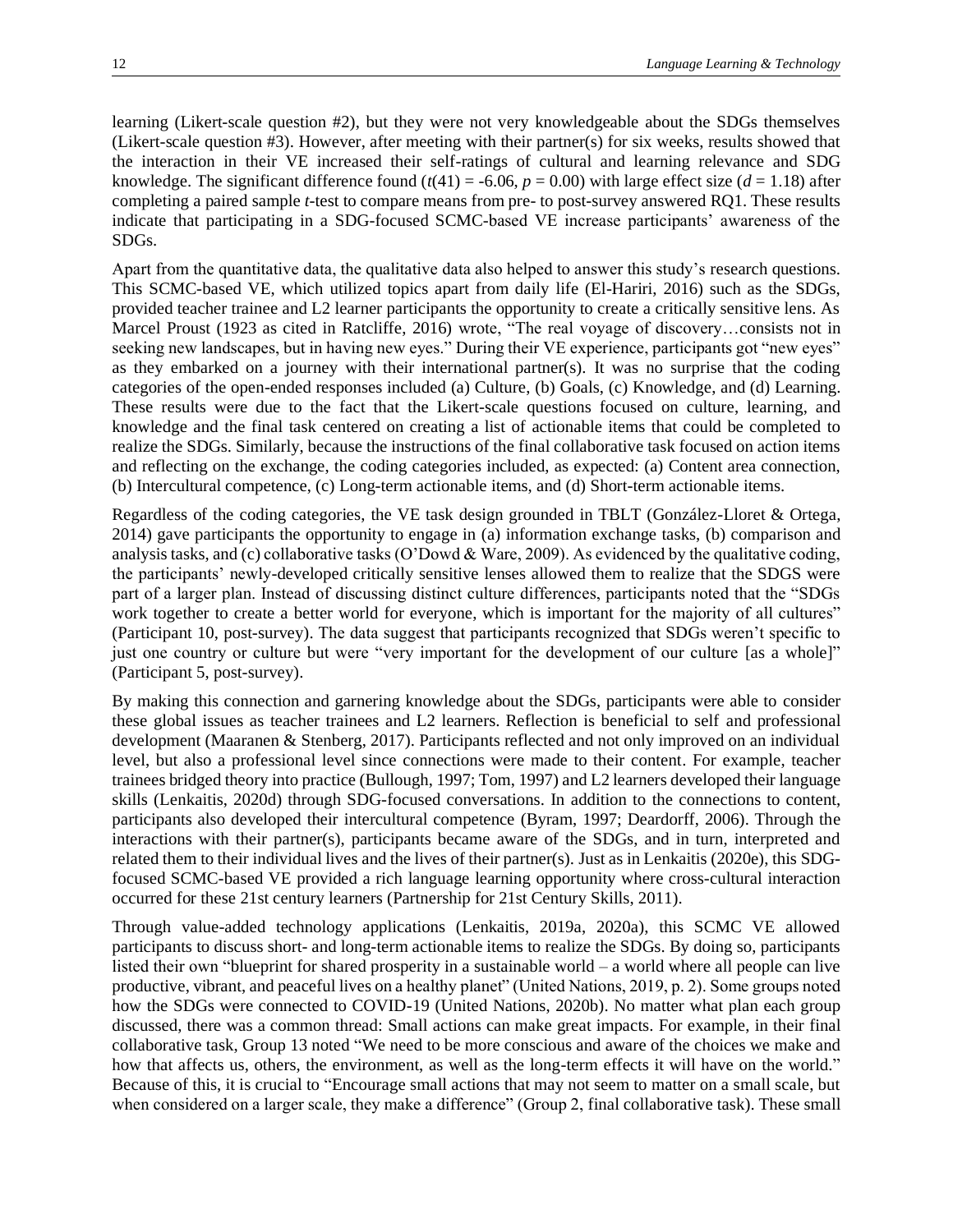learning (Likert-scale question #2), but they were not very knowledgeable about the SDGs themselves (Likert-scale question #3). However, after meeting with their partner(s) for six weeks, results showed that the interaction in their VE increased their self-ratings of cultural and learning relevance and SDG knowledge. The significant difference found ($t(41) = -6.06$, $p = 0.00$) with large effect size ($d = 1.18$) after completing a paired sample *t*-test to compare means from pre- to post-survey answered RQ1. These results indicate that participating in a SDG-focused SCMC-based VE increase participants' awareness of the SDGs.

Apart from the quantitative data, the qualitative data also helped to answer this study's research questions. This SCMC-based VE, which utilized topics apart from daily life (El-Hariri, 2016) such as the SDGs, provided teacher trainee and L2 learner participants the opportunity to create a critically sensitive lens. As Marcel Proust (1923 as cited in Ratcliffe, 2016) wrote, "The real voyage of discovery…consists not in seeking new landscapes, but in having new eyes." During their VE experience, participants got "new eyes" as they embarked on a journey with their international partner(s). It was no surprise that the coding categories of the open-ended responses included (a) Culture, (b) Goals, (c) Knowledge, and (d) Learning. These results were due to the fact that the Likert-scale questions focused on culture, learning, and knowledge and the final task centered on creating a list of actionable items that could be completed to realize the SDGs. Similarly, because the instructions of the final collaborative task focused on action items and reflecting on the exchange, the coding categories included, as expected: (a) Content area connection, (b) Intercultural competence, (c) Long-term actionable items, and (d) Short-term actionable items.

Regardless of the coding categories, the VE task design grounded in TBLT (González-Lloret & Ortega, 2014) gave participants the opportunity to engage in (a) information exchange tasks, (b) comparison and analysis tasks, and (c) collaborative tasks (O'Dowd & Ware, 2009). As evidenced by the qualitative coding, the participants' newly-developed critically sensitive lenses allowed them to realize that the SDGS were part of a larger plan. Instead of discussing distinct culture differences, participants noted that the "SDGs work together to create a better world for everyone, which is important for the majority of all cultures" (Participant 10, post-survey). The data suggest that participants recognized that SDGs weren't specific to just one country or culture but were "very important for the development of our culture [as a whole]" (Participant 5, post-survey).

By making this connection and garnering knowledge about the SDGs, participants were able to consider these global issues as teacher trainees and L2 learners. Reflection is beneficial to self and professional development (Maaranen & Stenberg, 2017). Participants reflected and not only improved on an individual level, but also a professional level since connections were made to their content. For example, teacher trainees bridged theory into practice (Bullough, 1997; Tom, 1997) and L2 learners developed their language skills (Lenkaitis, 2020d) through SDG-focused conversations. In addition to the connections to content, participants also developed their intercultural competence (Byram, 1997; Deardorff, 2006). Through the interactions with their partner(s), participants became aware of the SDGs, and in turn, interpreted and related them to their individual lives and the lives of their partner(s). Just as in Lenkaitis (2020e), this SDG-focused SCMC-based VE provided a rich language learning opportunity where cross-cultural interaction occurred for these 21st century learners (Partnership for 21st Century Skills, 2011).

Through value-added technology applications (Lenkaitis, 2019a, 2020a), this SCMC VE allowed participants to discuss short- and long-term actionable items to realize the SDGs. By doing so, participants listed their own "blueprint for shared prosperity in a sustainable world – a world where all people can live productive, vibrant, and peaceful lives on a healthy planet" (United Nations, 2019, p. 2). Some groups noted how the SDGs were connected to COVID-19 (United Nations, 2020b). No matter what plan each group discussed, there was a common thread: Small actions can make great impacts. For example, in their final collaborative task, Group 13 noted "We need to be more conscious and aware of the choices we make and how that affects us, others, the environment, as well as the long-term effects it will have on the world." Because of this, it is crucial to "Encourage small actions that may not seem to matter on a small scale, but when considered on a larger scale, they make a difference" (Group 2, final collaborative task). These small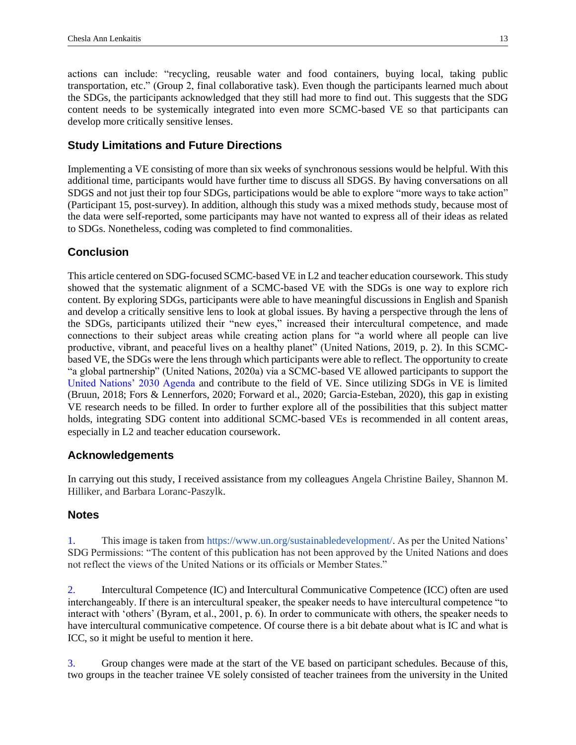actions can include: "recycling, reusable water and food containers, buying local, taking public transportation, etc." (Group 2, final collaborative task). Even though the participants learned much about the SDGs, the participants acknowledged that they still had more to find out. This suggests that the SDG content needs to be systemically integrated into even more SCMC-based VE so that participants can develop more critically sensitive lenses.

## Study Limitations and Future Directions

Implementing a VE consisting of more than six weeks of synchronous sessions would be helpful. With this additional time, participants would have further time to discuss all SDGS. By having conversations on all SDGS and not just their top four SDGs, participations would be able to explore "more ways to take action" (Participant 15, post-survey). In addition, although this study was a mixed methods study, because most of the data were self-reported, some participants may have not wanted to express all of their ideas as related to SDGs. Nonetheless, coding was completed to find commonalities.

## Conclusion

This article centered on SDG-focused SCMC-based VE in L2 and teacher education coursework. This study showed that the systematic alignment of a SCMC-based VE with the SDGs is one way to explore rich content. By exploring SDGs, participants were able to have meaningful discussions in English and Spanish and develop a critically sensitive lens to look at global issues. By having a perspective through the lens of the SDGs, participants utilized their "new eyes," increased their intercultural competence, and made connections to their subject areas while creating action plans for "a world where all people can live productive, vibrant, and peaceful lives on a healthy planet" (United Nations, 2019, p. 2). In this SCMC-based VE, the SDGs were the lens through which participants were able to reflect. The opportunity to create "a global partnership" (United Nations, 2020a) via a SCMC-based VE allowed participants to support the United Nations' 2030 Agenda and contribute to the field of VE. Since utilizing SDGs in VE is limited (Bruun, 2018; Fors & Lennerfors, 2020; Forward et al., 2020; Garcia-Esteban, 2020), this gap in existing VE research needs to be filled. In order to further explore all of the possibilities that this subject matter holds, integrating SDG content into additional SCMC-based VEs is recommended in all content areas, especially in L2 and teacher education coursework.

## Acknowledgements

In carrying out this study, I received assistance from my colleagues Angela Christine Bailey, Shannon M. Hilliker, and Barbara Loranc-Paszylk.

## Notes

1. This image is taken from https://www.un.org/sustainabledevelopment/. As per the United Nations' SDG Permissions: "The content of this publication has not been approved by the United Nations and does not reflect the views of the United Nations or its officials or Member States."

2. Intercultural Competence (IC) and Intercultural Communicative Competence (ICC) often are used interchangeably. If there is an intercultural speaker, the speaker needs to have intercultural competence "to interact with 'others' (Byram, et al., 2001, p. 6). In order to communicate with others, the speaker needs to have intercultural communicative competence. Of course there is a bit debate about what is IC and what is ICC, so it might be useful to mention it here.

3. Group changes were made at the start of the VE based on participant schedules. Because of this, two groups in the teacher trainee VE solely consisted of teacher trainees from the university in the United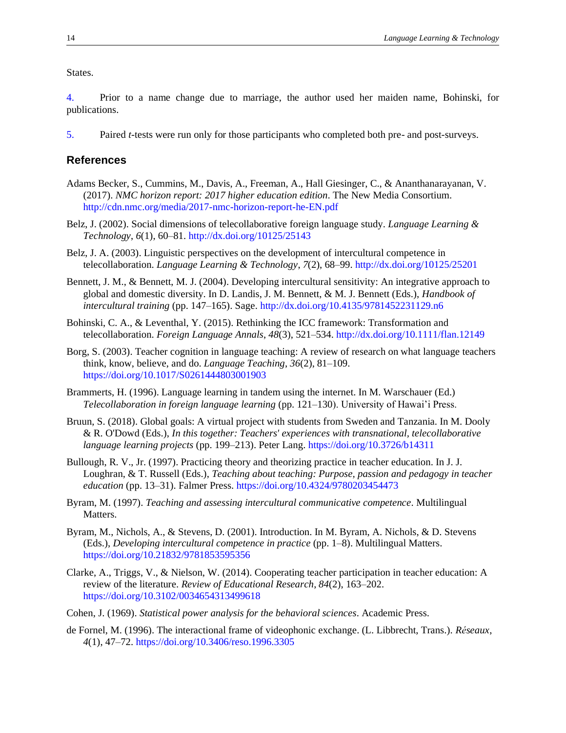States.

4. Prior to a name change due to marriage, the author used her maiden name, Bohinski, for publications.

5. Paired *t*-tests were run only for those participants who completed both pre- and post-surveys.

## References

Adams Becker, S., Cummins, M., Davis, A., Freeman, A., Hall Giesinger, C., & Ananthanarayanan, V. (2017). *NMC horizon report: 2017 higher education edition*. The New Media Consortium. http://cdn.nmc.org/media/2017-nmc-horizon-report-he-EN.pdf

Belz, J. (2002). Social dimensions of telecollaborative foreign language study. *Language Learning & Technology*, *6*(1), 60–81. http://dx.doi.org/10125/25143

Belz, J. A. (2003). Linguistic perspectives on the development of intercultural competence in telecollaboration. *Language Learning & Technology*, *7*(2), 68–99. http://dx.doi.org/10125/25201

Bennett, J. M., & Bennett, M. J. (2004). Developing intercultural sensitivity: An integrative approach to global and domestic diversity. In D. Landis, J. M. Bennett, & M. J. Bennett (Eds.), *Handbook of intercultural training* (pp. 147–165). Sage. http://dx.doi.org/10.4135/9781452231129.n6

Bohinski, C. A., & Leventhal, Y. (2015). Rethinking the ICC framework: Transformation and telecollaboration. *Foreign Language Annals*, *48*(3), 521–534. http://dx.doi.org/10.1111/flan.12149

Borg, S. (2003). Teacher cognition in language teaching: A review of research on what language teachers think, know, believe, and do. *Language Teaching*, *36*(2), 81–109. https://doi.org/10.1017/S0261444803001903

Brammerts, H. (1996). Language learning in tandem using the internet. In M. Warschauer (Ed.) *Telecollaboration in foreign language learning* (pp. 121–130). University of Hawai'i Press.

Bruun, S. (2018). Global goals: A virtual project with students from Sweden and Tanzania. In M. Dooly & R. O'Dowd (Eds.), *In this together: Teachers' experiences with transnational, telecollaborative language learning projects* (pp. 199–213). Peter Lang. https://doi.org/10.3726/b14311

Bullough, R. V., Jr. (1997). Practicing theory and theorizing practice in teacher education. In J. J. Loughran, & T. Russell (Eds.), *Teaching about teaching: Purpose, passion and pedagogy in teacher education* (pp. 13–31). Falmer Press. https://doi.org/10.4324/9780203454473

Byram, M. (1997). *Teaching and assessing intercultural communicative competence*. Multilingual Matters.

Byram, M., Nichols, A., & Stevens, D. (2001). Introduction. In M. Byram, A. Nichols, & D. Stevens (Eds.), *Developing intercultural competence in practice* (pp. 1–8). Multilingual Matters. https://doi.org/10.21832/9781853595356

Clarke, A., Triggs, V., & Nielson, W. (2014). Cooperating teacher participation in teacher education: A review of the literature. *Review of Educational Research*, *84*(2), 163–202. https://doi.org/10.3102/0034654313499618

Cohen, J. (1969). *Statistical power analysis for the behavioral sciences*. Academic Press.

de Fornel, M. (1996). The interactional frame of videophonic exchange. (L. Libbrecht, Trans.). *Réseaux*, *4*(1), 47–72. https://doi.org/10.3406/reso.1996.3305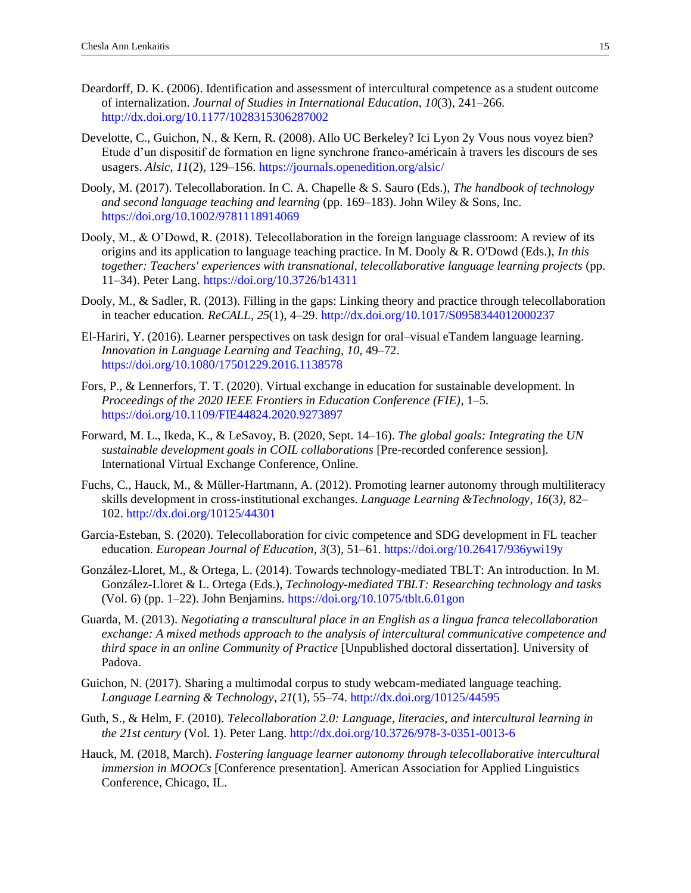Deardorff, D. K. (2006). Identification and assessment of intercultural competence as a student outcome of internalization. *Journal of Studies in International Education*, *10*(3), 241–266. http://dx.doi.org/10.1177/1028315306287002

Develotte, C., Guichon, N., & Kern, R. (2008). Allo UC Berkeley? Ici Lyon 2y Vous nous voyez bien? Etude d'un dispositif de formation en ligne synchrone franco-américain à travers les discours de ses usagers. *Alsic*, *11*(2), 129–156. https://journals.openedition.org/alsic/

Dooly, M. (2017). Telecollaboration. In C. A. Chapelle & S. Sauro (Eds.), *The handbook of technology and second language teaching and learning* (pp. 169–183). John Wiley & Sons, Inc. https://doi.org/10.1002/9781118914069

Dooly, M., & O'Dowd, R. (2018). Telecollaboration in the foreign language classroom: A review of its origins and its application to language teaching practice. In M. Dooly & R. O'Dowd (Eds.), *In this together: Teachers' experiences with transnational, telecollaborative language learning projects* (pp. 11–34). Peter Lang. https://doi.org/10.3726/b14311

Dooly, M., & Sadler, R. (2013). Filling in the gaps: Linking theory and practice through telecollaboration in teacher education. *ReCALL*, *25*(1), 4–29. http://dx.doi.org/10.1017/S0958344012000237

El-Hariri, Y. (2016). Learner perspectives on task design for oral–visual eTandem language learning. *Innovation in Language Learning and Teaching*, *10*, 49–72. https://doi.org/10.1080/17501229.2016.1138578

Fors, P., & Lennerfors, T. T. (2020). Virtual exchange in education for sustainable development. In *Proceedings of the 2020 IEEE Frontiers in Education Conference (FIE)*, 1–5. https://doi.org/10.1109/FIE44824.2020.9273897

Forward, M. L., Ikeda, K., & LeSavoy, B. (2020, Sept. 14–16). *The global goals: Integrating the UN sustainable development goals in COIL collaborations* [Pre-recorded conference session]. International Virtual Exchange Conference, Online.

Fuchs, C., Hauck, M., & Müller-Hartmann, A. (2012). Promoting learner autonomy through multiliteracy skills development in cross-institutional exchanges. *Language Learning &Technology*, *16*(3), 82–102. http://dx.doi.org/10125/44301

Garcia-Esteban, S. (2020). Telecollaboration for civic competence and SDG development in FL teacher education. *European Journal of Education*, *3*(3), 51–61. https://doi.org/10.26417/936ywi19y

González-Lloret, M., & Ortega, L. (2014). Towards technology-mediated TBLT: An introduction. In M. González-Lloret & L. Ortega (Eds.), *Technology-mediated TBLT: Researching technology and tasks* (Vol. 6) (pp. 1–22). John Benjamins. https://doi.org/10.1075/tblt.6.01gon

Guarda, M. (2013). *Negotiating a transcultural place in an English as a lingua franca telecollaboration exchange: A mixed methods approach to the analysis of intercultural communicative competence and third space in an online Community of Practice* [Unpublished doctoral dissertation]. University of Padova.

Guichon, N. (2017). Sharing a multimodal corpus to study webcam-mediated language teaching. *Language Learning & Technology*, *21*(1), 55–74. http://dx.doi.org/10125/44595

Guth, S., & Helm, F. (2010). *Telecollaboration 2.0: Language, literacies, and intercultural learning in the 21st century* (Vol. 1). Peter Lang. http://dx.doi.org/10.3726/978-3-0351-0013-6

Hauck, M. (2018, March). *Fostering language learner autonomy through telecollaborative intercultural immersion in MOOCs* [Conference presentation]. American Association for Applied Linguistics Conference, Chicago, IL.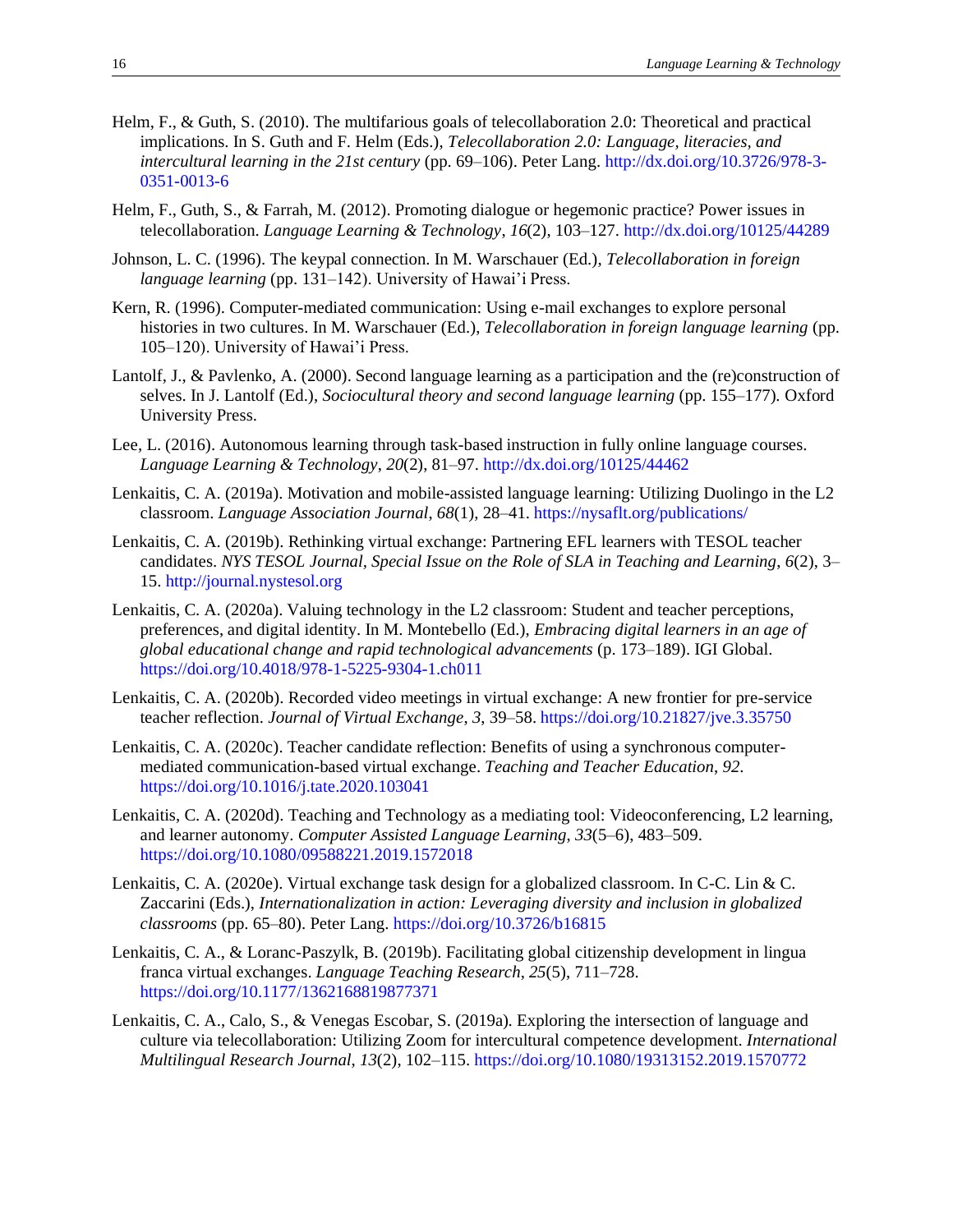Helm, F., & Guth, S. (2010). The multifarious goals of telecollaboration 2.0: Theoretical and practical implications. In S. Guth and F. Helm (Eds.), *Telecollaboration 2.0: Language, literacies, and intercultural learning in the 21st century* (pp. 69–106). Peter Lang. http://dx.doi.org/10.3726/978-3-0351-0013-6

Helm, F., Guth, S., & Farrah, M. (2012). Promoting dialogue or hegemonic practice? Power issues in telecollaboration. *Language Learning & Technology*, *16*(2), 103–127. http://dx.doi.org/10125/44289

Johnson, L. C. (1996). The keypal connection. In M. Warschauer (Ed.), *Telecollaboration in foreign language learning* (pp. 131–142). University of Hawai'i Press.

Kern, R. (1996). Computer-mediated communication: Using e-mail exchanges to explore personal histories in two cultures. In M. Warschauer (Ed.), *Telecollaboration in foreign language learning* (pp. 105–120). University of Hawai'i Press.

Lantolf, J., & Pavlenko, A. (2000). Second language learning as a participation and the (re)construction of selves. In J. Lantolf (Ed.), *Sociocultural theory and second language learning* (pp. 155–177). Oxford University Press.

Lee, L. (2016). Autonomous learning through task-based instruction in fully online language courses. *Language Learning & Technology*, *20*(2), 81–97. http://dx.doi.org/10125/44462

Lenkaitis, C. A. (2019a). Motivation and mobile-assisted language learning: Utilizing Duolingo in the L2 classroom. *Language Association Journal*, *68*(1), 28–41. https://nysaflt.org/publications/

Lenkaitis, C. A. (2019b). Rethinking virtual exchange: Partnering EFL learners with TESOL teacher candidates. *NYS TESOL Journal, Special Issue on the Role of SLA in Teaching and Learning*, *6*(2), 3–15. http://journal.nystesol.org

Lenkaitis, C. A. (2020a). Valuing technology in the L2 classroom: Student and teacher perceptions, preferences, and digital identity. In M. Montebello (Ed.), *Embracing digital learners in an age of global educational change and rapid technological advancements* (p. 173–189). IGI Global. https://doi.org/10.4018/978-1-5225-9304-1.ch011

Lenkaitis, C. A. (2020b). Recorded video meetings in virtual exchange: A new frontier for pre-service teacher reflection. *Journal of Virtual Exchange*, *3*, 39–58. https://doi.org/10.21827/jve.3.35750

Lenkaitis, C. A. (2020c). Teacher candidate reflection: Benefits of using a synchronous computer-mediated communication-based virtual exchange. *Teaching and Teacher Education*, *92*. https://doi.org/10.1016/j.tate.2020.103041

Lenkaitis, C. A. (2020d). Teaching and Technology as a mediating tool: Videoconferencing, L2 learning, and learner autonomy. *Computer Assisted Language Learning*, *33*(5–6), 483–509. https://doi.org/10.1080/09588221.2019.1572018

Lenkaitis, C. A. (2020e). Virtual exchange task design for a globalized classroom. In C-C. Lin & C. Zaccarini (Eds.), *Internationalization in action: Leveraging diversity and inclusion in globalized classrooms* (pp. 65–80). Peter Lang. https://doi.org/10.3726/b16815

Lenkaitis, C. A., & Loranc-Paszylk, B. (2019b). Facilitating global citizenship development in lingua franca virtual exchanges. *Language Teaching Research*, *25*(5), 711–728. https://doi.org/10.1177/1362168819877371

Lenkaitis, C. A., Calo, S., & Venegas Escobar, S. (2019a). Exploring the intersection of language and culture via telecollaboration: Utilizing Zoom for intercultural competence development. *International Multilingual Research Journal*, *13*(2), 102–115. https://doi.org/10.1080/19313152.2019.1570772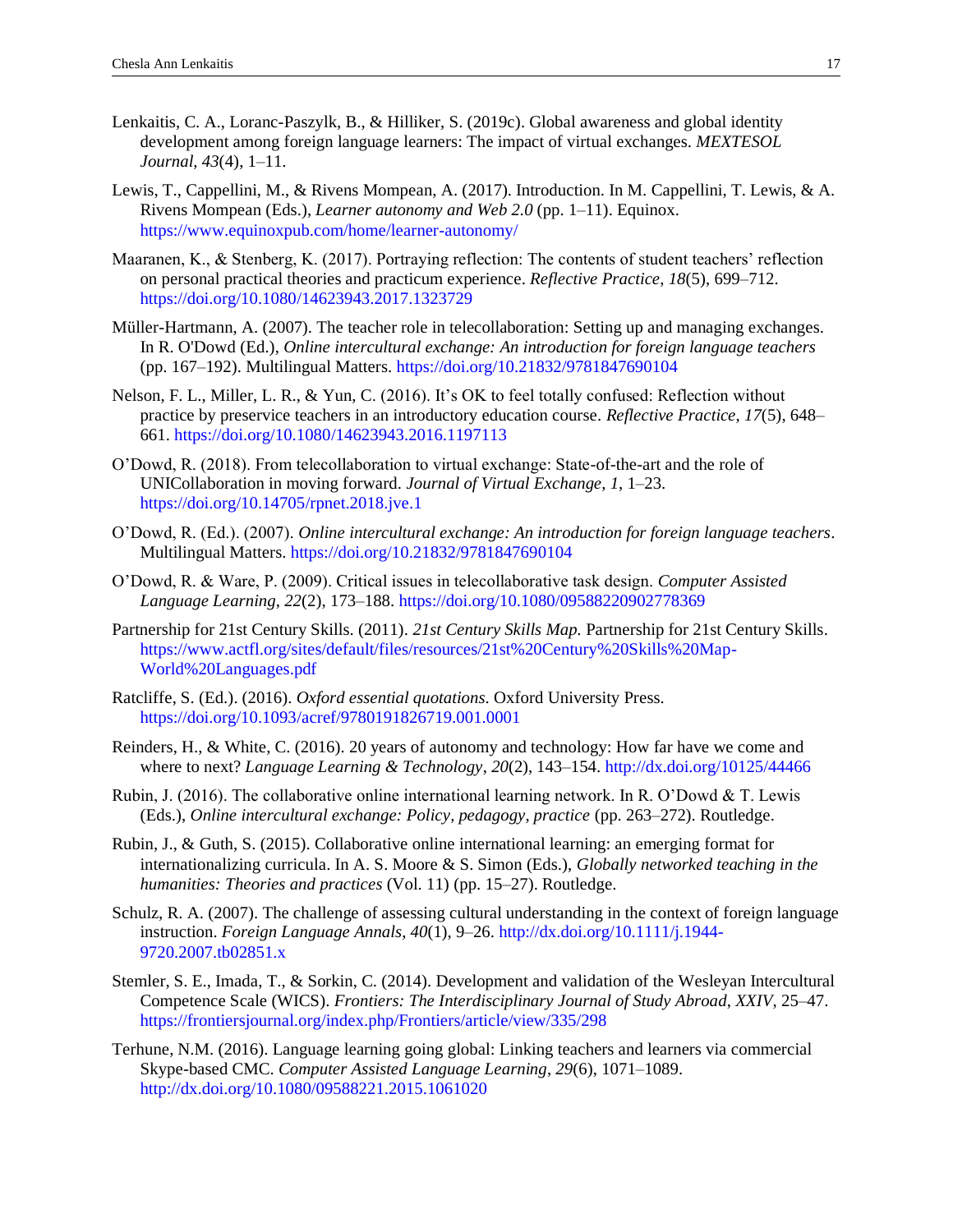Lenkaitis, C. A., Loranc-Paszylk, B., & Hilliker, S. (2019c). Global awareness and global identity development among foreign language learners: The impact of virtual exchanges. *MEXTESOL Journal*, *43*(4), 1–11.

Lewis, T., Cappellini, M., & Rivens Mompean, A. (2017). Introduction. In M. Cappellini, T. Lewis, & A. Rivens Mompean (Eds.), *Learner autonomy and Web 2.0* (pp. 1–11). Equinox. https://www.equinoxpub.com/home/learner-autonomy/

Maaranen, K., & Stenberg, K. (2017). Portraying reflection: The contents of student teachers' reflection on personal practical theories and practicum experience. *Reflective Practice*, *18*(5), 699–712. https://doi.org/10.1080/14623943.2017.1323729

Müller-Hartmann, A. (2007). The teacher role in telecollaboration: Setting up and managing exchanges. In R. O'Dowd (Ed.), *Online intercultural exchange: An introduction for foreign language teachers* (pp. 167–192). Multilingual Matters. https://doi.org/10.21832/9781847690104

Nelson, F. L., Miller, L. R., & Yun, C. (2016). It's OK to feel totally confused: Reflection without practice by preservice teachers in an introductory education course. *Reflective Practice*, *17*(5), 648–661. https://doi.org/10.1080/14623943.2016.1197113

O'Dowd, R. (2018). From telecollaboration to virtual exchange: State-of-the-art and the role of UNICollaboration in moving forward. *Journal of Virtual Exchange*, *1*, 1–23. https://doi.org/10.14705/rpnet.2018.jve.1

O'Dowd, R. (Ed.). (2007). *Online intercultural exchange: An introduction for foreign language teachers*. Multilingual Matters. https://doi.org/10.21832/9781847690104

O'Dowd, R. & Ware, P. (2009). Critical issues in telecollaborative task design. *Computer Assisted Language Learning*, *22*(2), 173–188. https://doi.org/10.1080/09588220902778369

Partnership for 21st Century Skills. (2011). *21st Century Skills Map.* Partnership for 21st Century Skills. https://www.actfl.org/sites/default/files/resources/21st%20Century%20Skills%20Map-World%20Languages.pdf

Ratcliffe, S. (Ed.). (2016). *Oxford essential quotations*. Oxford University Press. https://doi.org/10.1093/acref/9780191826719.001.0001

Reinders, H., & White, C. (2016). 20 years of autonomy and technology: How far have we come and where to next? *Language Learning & Technology*, *20*(2), 143–154. http://dx.doi.org/10125/44466

Rubin, J. (2016). The collaborative online international learning network. In R. O'Dowd & T. Lewis (Eds.), *Online intercultural exchange: Policy, pedagogy, practice* (pp. 263–272). Routledge.

Rubin, J., & Guth, S. (2015). Collaborative online international learning: an emerging format for internationalizing curricula. In A. S. Moore & S. Simon (Eds.), *Globally networked teaching in the humanities: Theories and practices* (Vol. 11) (pp. 15–27). Routledge.

Schulz, R. A. (2007). The challenge of assessing cultural understanding in the context of foreign language instruction. *Foreign Language Annals*, *40*(1), 9–26. http://dx.doi.org/10.1111/j.1944-9720.2007.tb02851.x

Stemler, S. E., Imada, T., & Sorkin, C. (2014). Development and validation of the Wesleyan Intercultural Competence Scale (WICS). *Frontiers: The Interdisciplinary Journal of Study Abroad*, *XXIV*, 25–47. https://frontiersjournal.org/index.php/Frontiers/article/view/335/298

Terhune, N.M. (2016). Language learning going global: Linking teachers and learners via commercial Skype-based CMC. *Computer Assisted Language Learning*, *29*(6), 1071–1089. http://dx.doi.org/10.1080/09588221.2015.1061020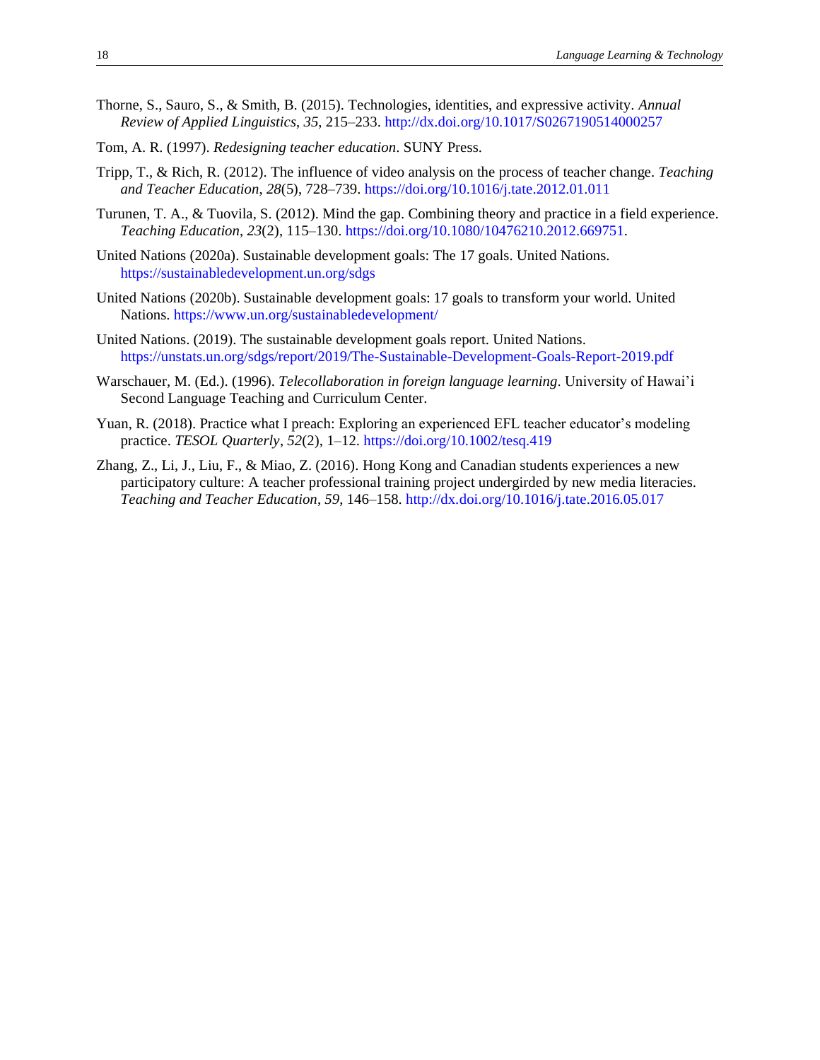Thorne, S., Sauro, S., & Smith, B. (2015). Technologies, identities, and expressive activity. *Annual Review of Applied Linguistics*, *35*, 215–233. http://dx.doi.org/10.1017/S0267190514000257

Tom, A. R. (1997). *Redesigning teacher education*. SUNY Press.

Tripp, T., & Rich, R. (2012). The influence of video analysis on the process of teacher change. *Teaching and Teacher Education*, *28*(5), 728–739. https://doi.org/10.1016/j.tate.2012.01.011

Turunen, T. A., & Tuovila, S. (2012). Mind the gap. Combining theory and practice in a field experience. *Teaching Education*, *23*(2), 115–130. https://doi.org/10.1080/10476210.2012.669751.

United Nations (2020a). Sustainable development goals: The 17 goals. United Nations. https://sustainabledevelopment.un.org/sdgs

United Nations (2020b). Sustainable development goals: 17 goals to transform your world. United Nations. https://www.un.org/sustainabledevelopment/

United Nations. (2019). The sustainable development goals report. United Nations. https://unstats.un.org/sdgs/report/2019/The-Sustainable-Development-Goals-Report-2019.pdf

Warschauer, M. (Ed.). (1996). *Telecollaboration in foreign language learning*. University of Hawai'i Second Language Teaching and Curriculum Center.

Yuan, R. (2018). Practice what I preach: Exploring an experienced EFL teacher educator's modeling practice. *TESOL Quarterly*, *52*(2), 1–12. https://doi.org/10.1002/tesq.419

Zhang, Z., Li, J., Liu, F., & Miao, Z. (2016). Hong Kong and Canadian students experiences a new participatory culture: A teacher professional training project undergirded by new media literacies. *Teaching and Teacher Education*, *59*, 146–158. http://dx.doi.org/10.1016/j.tate.2016.05.017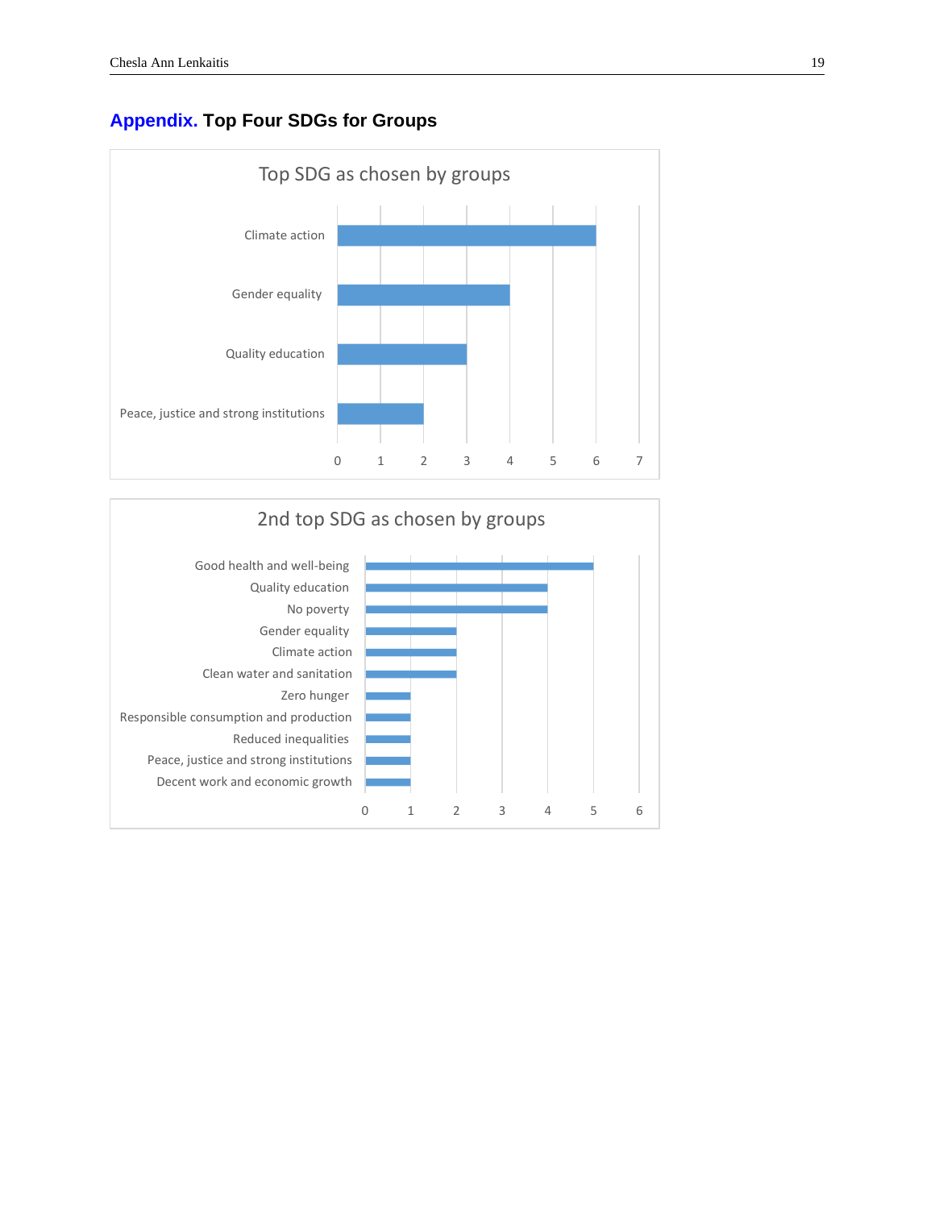## Appendix. Top Four SDGs for Groups

**Top SDG as chosen by groups**

| SDG | Number of groups |
|---|---|
| Climate action | 6 |
| Gender equality | 4 |
| Quality education | 3 |
| Peace, justice and strong institutions | 2 |

**2nd top SDG as chosen by groups**

| SDG | Number of groups |
|---|---|
| Good health and well-being | 5 |
| Quality education | 4 |
| No poverty | 4 |
| Gender equality | 2 |
| Climate action | 2 |
| Clean water and sanitation | 2 |
| Zero hunger | 1 |
| Responsible consumption and production | 1 |
| Reduced inequalities | 1 |
| Peace, justice and strong institutions | 1 |
| Decent work and economic growth | 1 |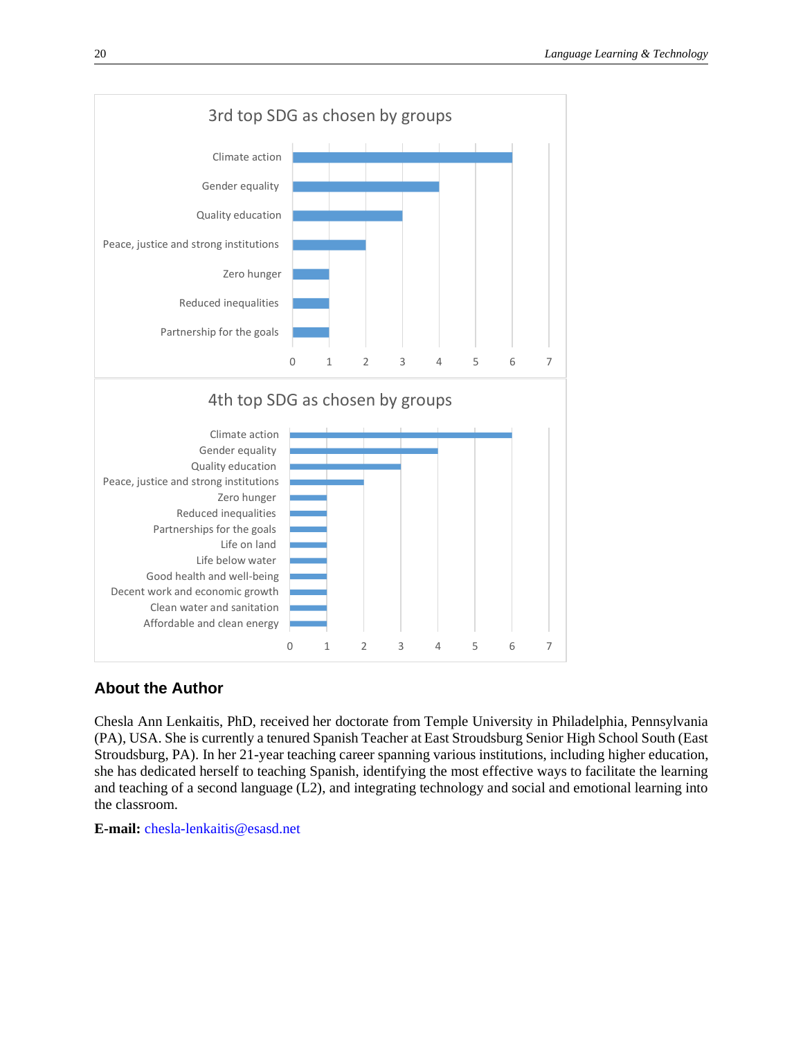3rd top SDG as chosen by groups

Climate action
Gender equality
Quality education
Peace, justice and strong institutions
Zero hunger
Reduced inequalities
Partnership for the goals

0 1 2 3 4 5 6 7

4th top SDG as chosen by groups

Climate action
Gender equality
Quality education
Peace, justice and strong institutions
Zero hunger
Reduced inequalities
Partnerships for the goals
Life on land
Life below water
Good health and well-being
Decent work and economic growth
Clean water and sanitation
Affordable and clean energy

0 1 2 3 4 5 6 7

## About the Author

Chesla Ann Lenkaitis, PhD, received her doctorate from Temple University in Philadelphia, Pennsylvania (PA), USA. She is currently a tenured Spanish Teacher at East Stroudsburg Senior High School South (East Stroudsburg, PA). In her 21-year teaching career spanning various institutions, including higher education, she has dedicated herself to teaching Spanish, identifying the most effective ways to facilitate the learning and teaching of a second language (L2), and integrating technology and social and emotional learning into the classroom.

**E-mail:** chesla-lenkaitis@esasd.net